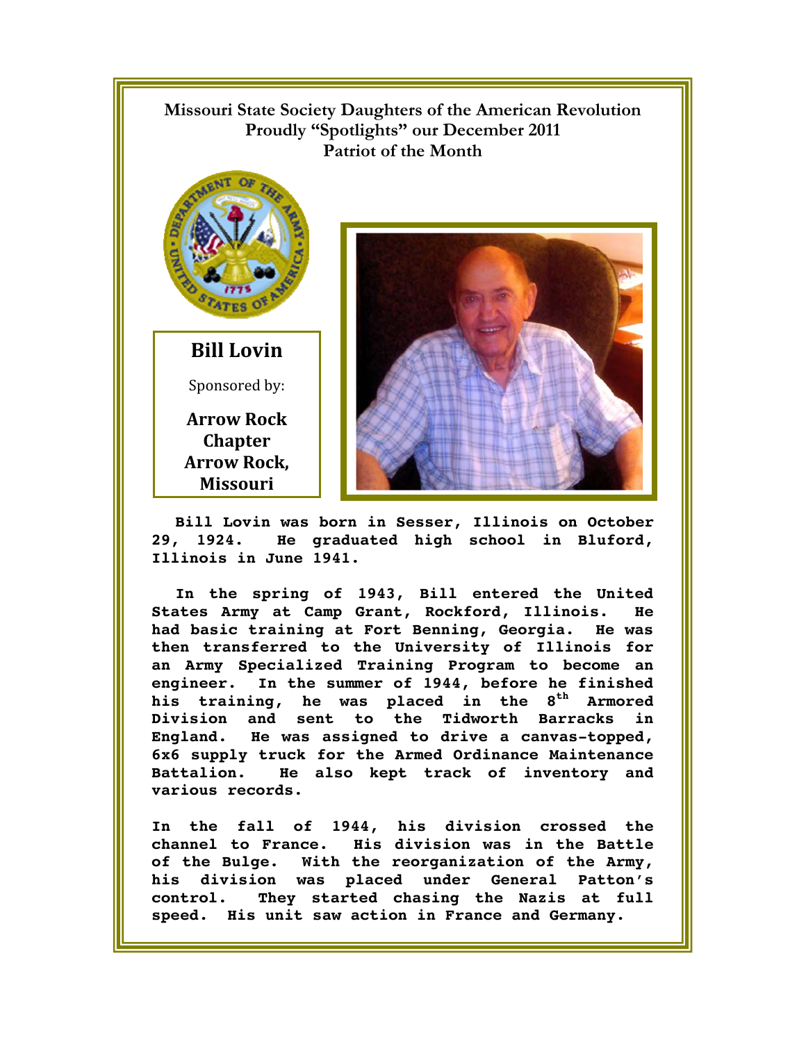**Missouri State Society Daughters of the American Revolution**
**Proudly "Spotlights" our December 2011**
**Patriot of the Month**

## Bill Lovin

Sponsored by:

**Arrow Rock Chapter**
**Arrow Rock, Missouri**

Bill Lovin was born in Sesser, Illinois on October 29, 1924. He graduated high school in Bluford, Illinois in June 1941.

In the spring of 1943, Bill entered the United States Army at Camp Grant, Rockford, Illinois. He had basic training at Fort Benning, Georgia. He was then transferred to the University of Illinois for an Army Specialized Training Program to become an engineer. In the summer of 1944, before he finished his training, he was placed in the 8th Armored Division and sent to the Tidworth Barracks in England. He was assigned to drive a canvas-topped, 6x6 supply truck for the Armed Ordinance Maintenance Battalion. He also kept track of inventory and various records.

In the fall of 1944, his division crossed the channel to France. His division was in the Battle of the Bulge. With the reorganization of the Army, his division was placed under General Patton's control. They started chasing the Nazis at full speed. His unit saw action in France and Germany.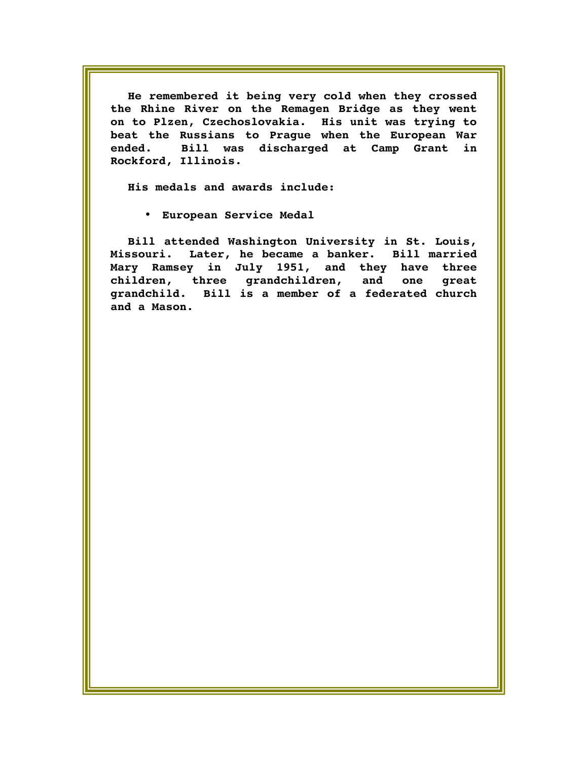He remembered it being very cold when they crossed the Rhine River on the Remagen Bridge as they went on to Plzen, Czechoslovakia. His unit was trying to beat the Russians to Prague when the European War ended. Bill was discharged at Camp Grant in Rockford, Illinois.

His medals and awards include:

- European Service Medal

Bill attended Washington University in St. Louis, Missouri. Later, he became a banker. Bill married Mary Ramsey in July 1951, and they have three children, three grandchildren, and one great grandchild. Bill is a member of a federated church and a Mason.